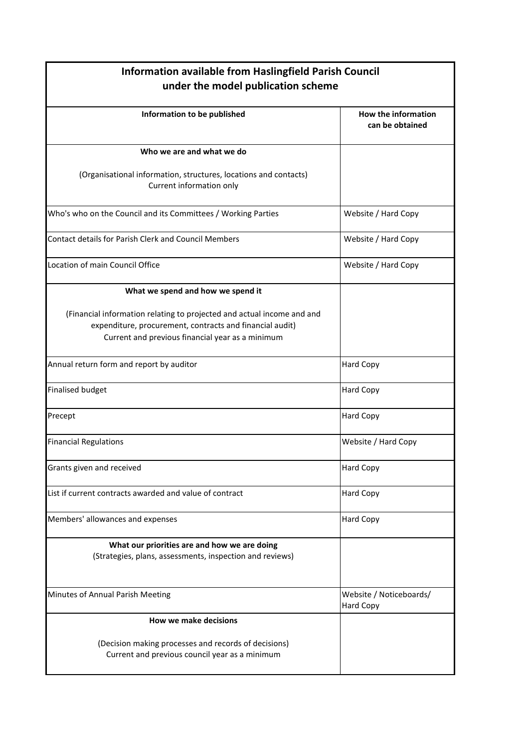| **Information available from Haslingfield Parish Council under the model publication scheme** | |
|---|---|
| **Information to be published** | **How the information can be obtained** |
| **Who we are and what we do**<br><br>(Organisational information, structures, locations and contacts)<br>Current information only | |
| Who's who on the Council and its Committees / Working Parties | Website / Hard Copy |
| Contact details for Parish Clerk and Council Members | Website / Hard Copy |
| Location of main Council Office | Website / Hard Copy |
| **What we spend and how we spend it**<br><br>(Financial information relating to projected and actual income and and expenditure, procurement, contracts and financial audit)<br>Current and previous financial year as a minimum | |
| Annual return form and report by auditor | Hard Copy |
| Finalised budget | Hard Copy |
| Precept | Hard Copy |
| Financial Regulations | Website / Hard Copy |
| Grants given and received | Hard Copy |
| List if current contracts awarded and value of contract | Hard Copy |
| Members' allowances and expenses | Hard Copy |
| **What our priorities are and how we are doing**<br>(Strategies, plans, assessments, inspection and reviews) | |
| Minutes of Annual Parish Meeting | Website / Noticeboards/ Hard Copy |
| **How we make decisions**<br><br>(Decision making processes and records of decisions)<br>Current and previous council year as a minimum | |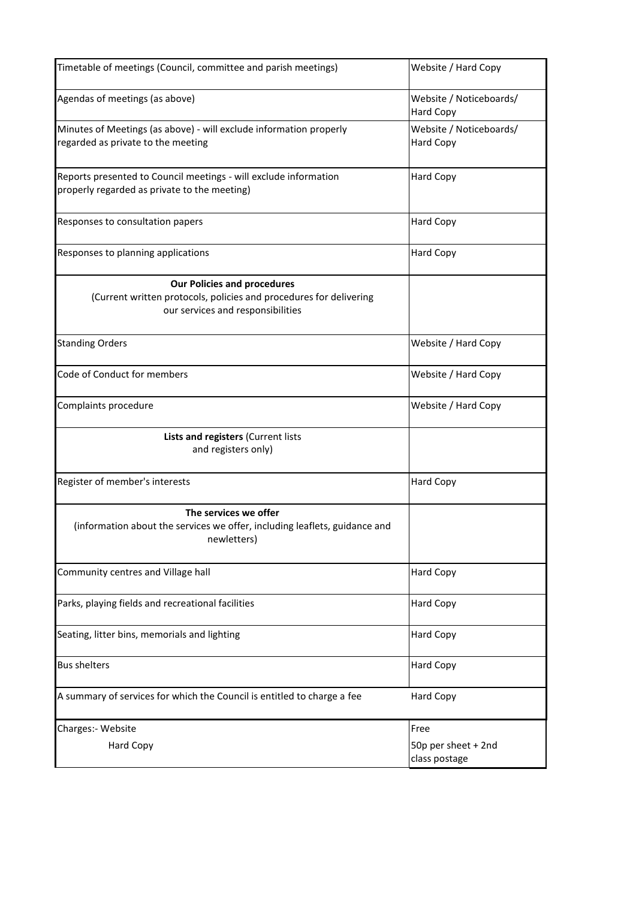| | |
|---|---|
| Timetable of meetings (Council, committee and parish meetings) | Website / Hard Copy |
| Agendas of meetings (as above) | Website / Noticeboards/ Hard Copy |
| Minutes of Meetings (as above) - will exclude information properly regarded as private to the meeting | Website / Noticeboards/ Hard Copy |
| Reports presented to Council meetings - will exclude information properly regarded as private to the meeting) | Hard Copy |
| Responses to consultation papers | Hard Copy |
| Responses to planning applications | Hard Copy |
| **Our Policies and procedures** (Current written protocols, policies and procedures for delivering our services and responsibilities | |
| Standing Orders | Website / Hard Copy |
| Code of Conduct for members | Website / Hard Copy |
| Complaints procedure | Website / Hard Copy |
| **Lists and registers** (Current lists and registers only) | |
| Register of member's interests | Hard Copy |
| **The services we offer** (information about the services we offer, including leaflets, guidance and newletters) | |
| Community centres and Village hall | Hard Copy |
| Parks, playing fields and recreational facilities | Hard Copy |
| Seating, litter bins, memorials and lighting | Hard Copy |
| Bus shelters | Hard Copy |
| A summary of services for which the Council is entitled to charge a fee | Hard Copy |
| Charges:- Website | Free |
| Hard Copy | 50p per sheet + 2nd class postage |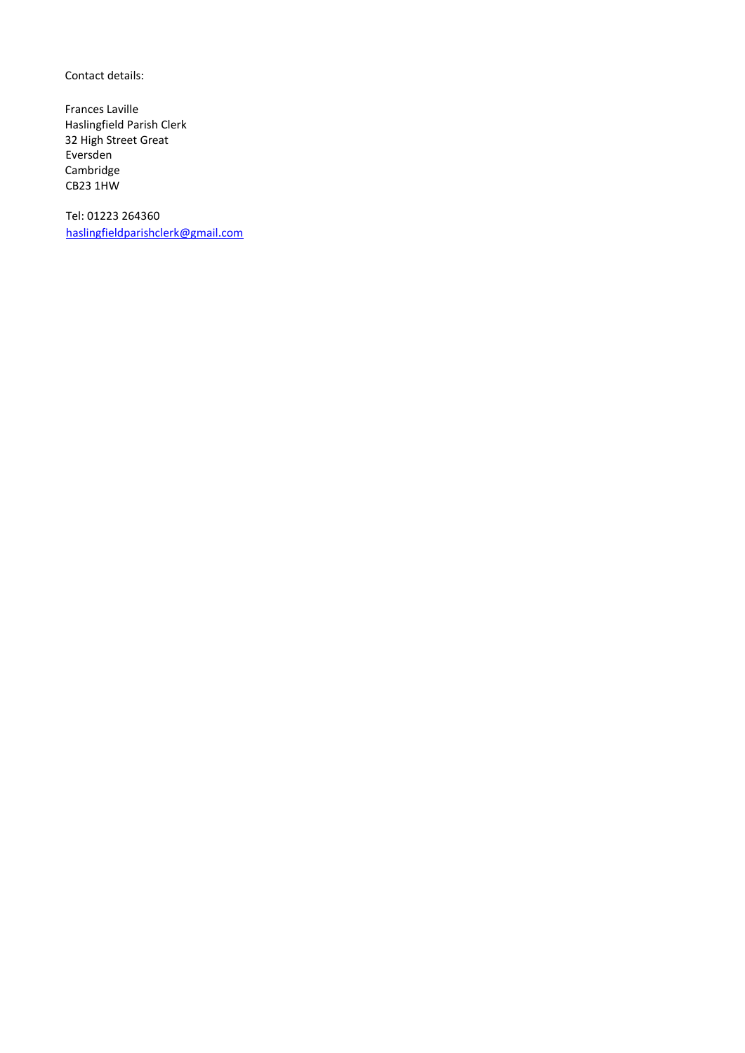Contact details:

Frances Laville  
Haslingfield Parish Clerk  
32 High Street Great  
Eversden  
Cambridge  
CB23 1HW

Tel: 01223 264360  
haslingfieldparishclerk@gmail.com